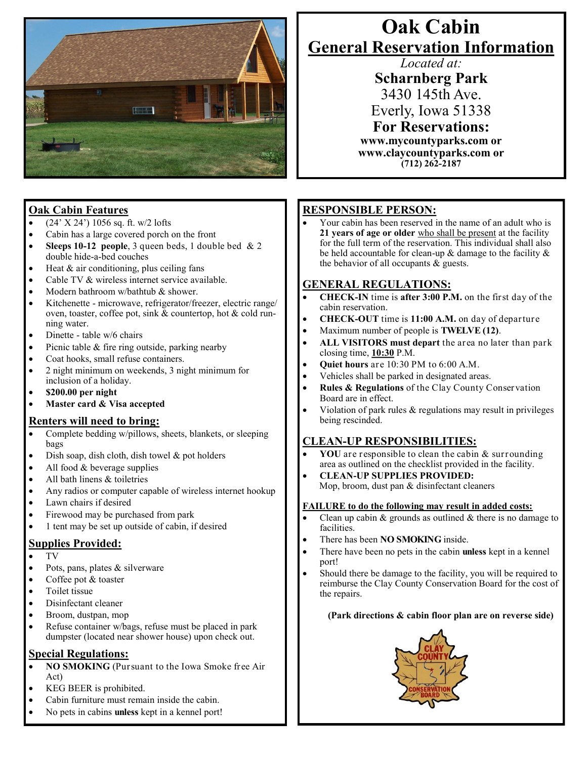# Oak Cabin

## General Reservation Information

*Located at:*

**Scharnberg Park**

3430 145th Ave.

Everly, Iowa 51338

**For Reservations:**

**www.mycountyparks.com or**
**www.claycountyparks.com or**
**(712) 262-2187**

## Oak Cabin Features

- (24' X 24') 1056 sq. ft. w/2 lofts
- Cabin has a large covered porch on the front
- **Sleeps 10-12 people**, 3 queen beds, 1 double bed & 2 double hide-a-bed couches
- Heat & air conditioning, plus ceiling fans
- Cable TV & wireless internet service available.
- Modern bathroom w/bathtub & shower.
- Kitchenette - microwave, refrigerator/freezer, electric range/ oven, toaster, coffee pot, sink & countertop, hot & cold running water.
- Dinette - table w/6 chairs
- Picnic table & fire ring outside, parking nearby
- Coat hooks, small refuse containers.
- 2 night minimum on weekends, 3 night minimum for inclusion of a holiday.
- **$200.00 per night**
- **Master card & Visa accepted**

## Renters will need to bring:

- Complete bedding w/pillows, sheets, blankets, or sleeping bags
- Dish soap, dish cloth, dish towel & pot holders
- All food & beverage supplies
- All bath linens & toiletries
- Any radios or computer capable of wireless internet hookup
- Lawn chairs if desired
- Firewood may be purchased from park
- 1 tent may be set up outside of cabin, if desired

## Supplies Provided:

- TV
- Pots, pans, plates & silverware
- Coffee pot & toaster
- Toilet tissue
- Disinfectant cleaner
- Broom, dustpan, mop
- Refuse container w/bags, refuse must be placed in park dumpster (located near shower house) upon check out.

## Special Regulations:

- **NO SMOKING** (Pursuant to the Iowa Smoke free Air Act)
- KEG BEER is prohibited.
- Cabin furniture must remain inside the cabin.
- No pets in cabins **unless** kept in a kennel port!

## RESPONSIBLE PERSON:

- Your cabin has been reserved in the name of an adult who is **21 years of age or older** who shall be present at the facility for the full term of the reservation. This individual shall also be held accountable for clean-up & damage to the facility & the behavior of all occupants & guests.

## GENERAL REGULATIONS:

- **CHECK-IN** time is **after 3:00 P.M.** on the first day of the cabin reservation.
- **CHECK-OUT** time is **11:00 A.M.** on day of departure
- Maximum number of people is **TWELVE (12)**.
- **ALL VISITORS must depart** the area no later than park closing time, **10:30** P.M.
- **Quiet hours** are 10:30 PM to 6:00 A.M.
- Vehicles shall be parked in designated areas.
- **Rules & Regulations** of the Clay County Conservation Board are in effect.
- Violation of park rules & regulations may result in privileges being rescinded.

## CLEAN-UP RESPONSIBILITIES:

- **YOU** are responsible to clean the cabin & surrounding area as outlined on the checklist provided in the facility.
- **CLEAN-UP SUPPLIES PROVIDED:** Mop, broom, dust pan & disinfectant cleaners

### FAILURE to do the following may result in added costs:

- Clean up cabin & grounds as outlined & there is no damage to facilities.
- There has been **NO SMOKING** inside.
- There have been no pets in the cabin **unless** kept in a kennel port!
- Should there be damage to the facility, you will be required to reimburse the Clay County Conservation Board for the cost of the repairs.

**(Park directions & cabin floor plan are on reverse side)**

CLAY COUNTY CONSERVATION BOARD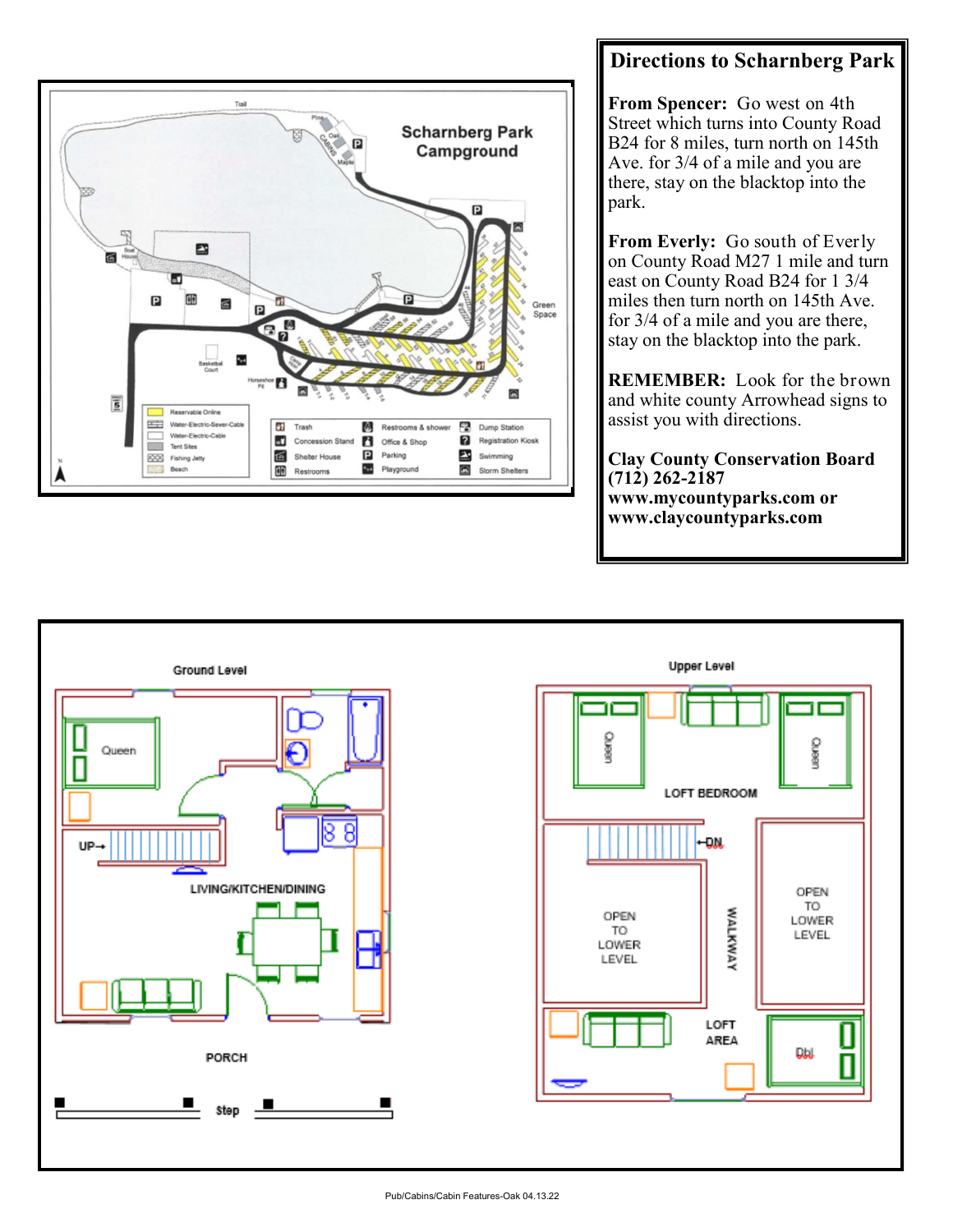Scharnberg Park Campground

Trail

Pine

Oak

CABINS

Maple

Boat House

Green Space

Basketball Court

Horseshoe Pit

Reservable Online
Water-Electric-Sewer-Cable
Water-Electric-Cable
Tent Sites
Fishing Jetty
Beach

Trash
Concession Stand
Shelter House
Restrooms
Restrooms & shower
Office & Shop
Parking
Playground
Dump Station
Registration Kiosk
Swimming
Storm Shelters

N

## Directions to Scharnberg Park

**From Spencer:** Go west on 4th Street which turns into County Road B24 for 8 miles, turn north on 145th Ave. for 3/4 of a mile and you are there, stay on the blacktop into the park.

**From Everly:** Go south of Everly on County Road M27 1 mile and turn east on County Road B24 for 1 3/4 miles then turn north on 145th Ave. for 3/4 of a mile and you are there, stay on the blacktop into the park.

**REMEMBER:** Look for the brown and white county Arrowhead signs to assist you with directions.

**Clay County Conservation Board**
**(712) 262-2187**
**www.mycountyparks.com or**
**www.claycountyparks.com**

Ground Level

Queen

UP→

LIVING/KITCHEN/DINING

PORCH

Step

Upper Level

Queen

Queen

LOFT BEDROOM

←DN

OPEN TO LOWER LEVEL

WALKWAY

OPEN TO LOWER LEVEL

LOFT AREA

Dbl

Pub/Cabins/Cabin Features-Oak 04.13.22